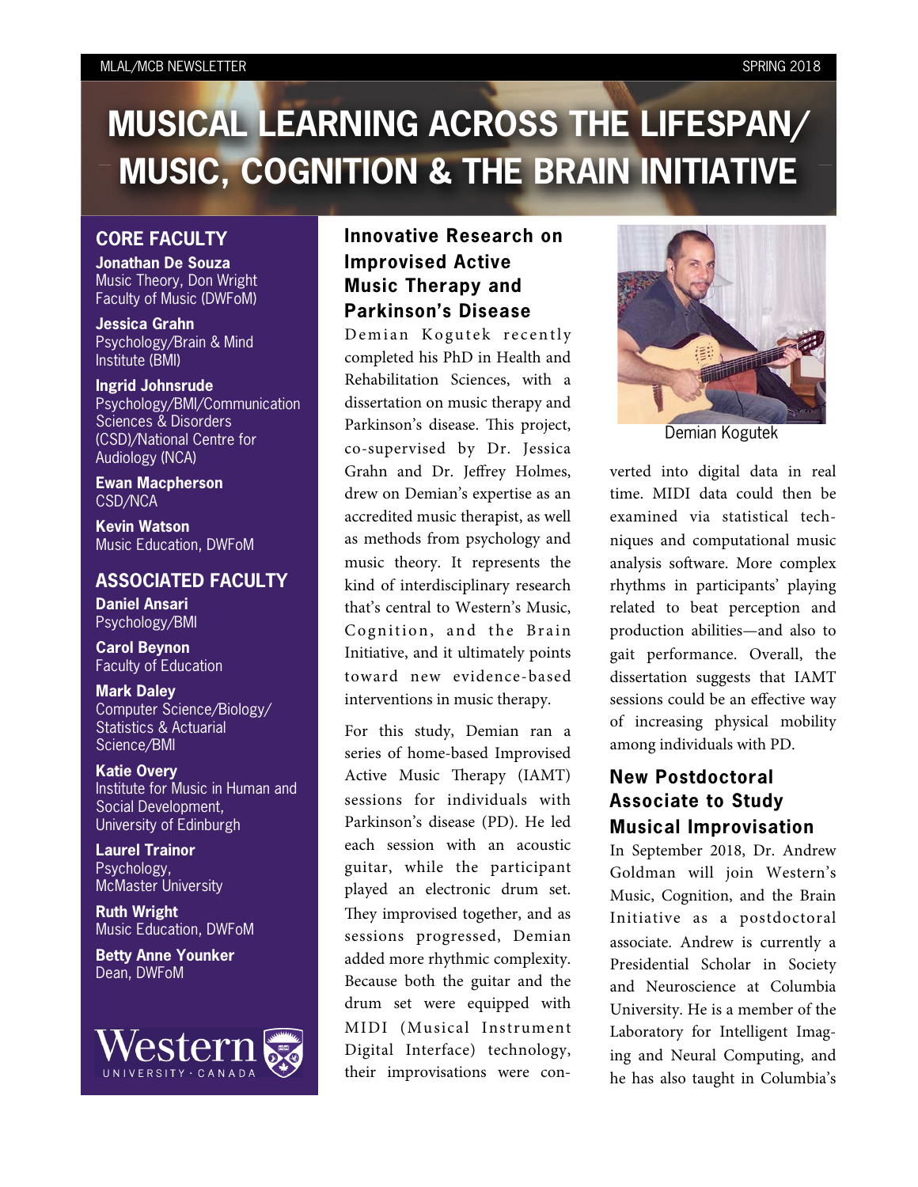# MUSICAL LEARNING ACROSS THE LIFESPAN/ MUSIC, COGNITION & THE BRAIN INITIATIVE

## CORE FACULTY

**Jonathan De Souza**
Music Theory, Don Wright Faculty of Music (DWFoM)

**Jessica Grahn**
Psychology/Brain & Mind Institute (BMI)

**Ingrid Johnsrude**
Psychology/BMI/Communication Sciences & Disorders (CSD)/National Centre for Audiology (NCA)

**Ewan Macpherson**
CSD/NCA

**Kevin Watson**
Music Education, DWFoM

## ASSOCIATED FACULTY

**Daniel Ansari**
Psychology/BMI

**Carol Beynon**
Faculty of Education

**Mark Daley**
Computer Science/Biology/ Statistics & Actuarial Science/BMI

**Katie Overy**
Institute for Music in Human and Social Development, University of Edinburgh

**Laurel Trainor**
Psychology, McMaster University

**Ruth Wright**
Music Education, DWFoM

**Betty Anne Younker**
Dean, DWFoM

Western University · Canada

## Innovative Research on Improvised Active Music Therapy and Parkinson's Disease

Demian Kogutek recently completed his PhD in Health and Rehabilitation Sciences, with a dissertation on music therapy and Parkinson's disease. This project, co-supervised by Dr. Jessica Grahn and Dr. Jeffrey Holmes, drew on Demian's expertise as an accredited music therapist, as well as methods from psychology and music theory. It represents the kind of interdisciplinary research that's central to Western's Music, Cognition, and the Brain Initiative, and it ultimately points toward new evidence-based interventions in music therapy.

For this study, Demian ran a series of home-based Improvised Active Music Therapy (IAMT) sessions for individuals with Parkinson's disease (PD). He led each session with an acoustic guitar, while the participant played an electronic drum set. They improvised together, and as sessions progressed, Demian added more rhythmic complexity. Because both the guitar and the drum set were equipped with MIDI (Musical Instrument Digital Interface) technology, their improvisations were converted into digital data in real time. MIDI data could then be examined via statistical techniques and computational music analysis software. More complex rhythms in participants' playing related to beat perception and production abilities—and also to gait performance. Overall, the dissertation suggests that IAMT sessions could be an effective way of increasing physical mobility among individuals with PD.

Demian Kogutek

## New Postdoctoral Associate to Study Musical Improvisation

In September 2018, Dr. Andrew Goldman will join Western's Music, Cognition, and the Brain Initiative as a postdoctoral associate. Andrew is currently a Presidential Scholar in Society and Neuroscience at Columbia University. He is a member of the Laboratory for Intelligent Imaging and Neural Computing, and he has also taught in Columbia's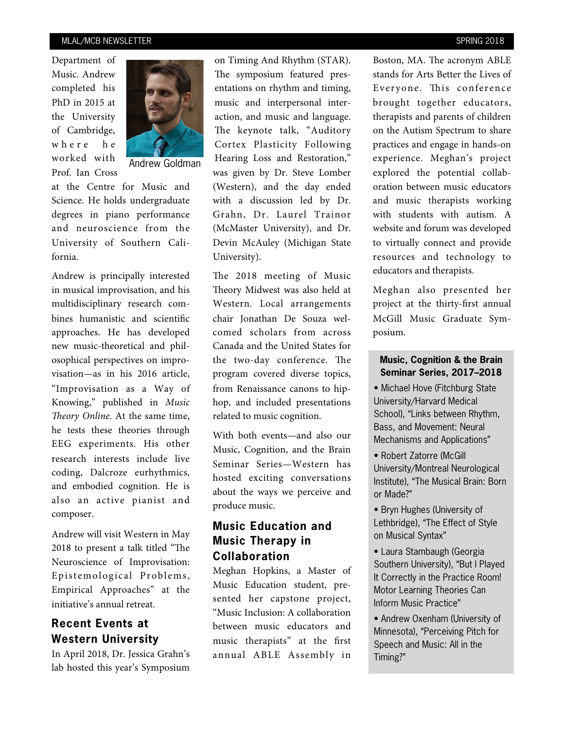Department of Music. Andrew completed his PhD in 2015 at the University of Cambridge, where he worked with Prof. Ian Cross at the Centre for Music and Science. He holds undergraduate degrees in piano performance and neuroscience from the University of Southern California.

Andrew Goldman

Andrew is principally interested in musical improvisation, and his multidisciplinary research combines humanistic and scientific approaches. He has developed new music-theoretical and philosophical perspectives on improvisation—as in his 2016 article, "Improvisation as a Way of Knowing," published in *Music Theory Online*. At the same time, he tests these theories through EEG experiments. His other research interests include live coding, Dalcroze eurhythmics, and embodied cognition. He is also an active pianist and composer.

Andrew will visit Western in May 2018 to present a talk titled "The Neuroscience of Improvisation: Epistemological Problems, Empirical Approaches" at the initiative's annual retreat.

## Recent Events at Western University

In April 2018, Dr. Jessica Grahn's lab hosted this year's Symposium on Timing And Rhythm (STAR). The symposium featured presentations on rhythm and timing, music and interpersonal interaction, and music and language. The keynote talk, "Auditory Cortex Plasticity Following Hearing Loss and Restoration," was given by Dr. Steve Lomber (Western), and the day ended with a discussion led by Dr. Grahn, Dr. Laurel Trainor (McMaster University), and Dr. Devin McAuley (Michigan State University).

The 2018 meeting of Music Theory Midwest was also held at Western. Local arrangements chair Jonathan De Souza welcomed scholars from across Canada and the United States for the two-day conference. The program covered diverse topics, from Renaissance canons to hip-hop, and included presentations related to music cognition.

With both events—and also our Music, Cognition, and the Brain Seminar Series—Western has hosted exciting conversations about the ways we perceive and produce music.

## Music Education and Music Therapy in Collaboration

Meghan Hopkins, a Master of Music Education student, presented her capstone project, "Music Inclusion: A collaboration between music educators and music therapists" at the first annual ABLE Assembly in Boston, MA. The acronym ABLE stands for Arts Better the Lives of Everyone. This conference brought together educators, therapists and parents of children on the Autism Spectrum to share practices and engage in hands-on experience. Meghan's project explored the potential collaboration between music educators and music therapists working with students with autism. A website and forum was developed to virtually connect and provide resources and technology to educators and therapists.

Meghan also presented her project at the thirty-first annual McGill Music Graduate Symposium.

**Music, Cognition & the Brain Seminar Series, 2017–2018**

- Michael Hove (Fitchburg State University/Harvard Medical School), "Links between Rhythm, Bass, and Movement: Neural Mechanisms and Applications"
- Robert Zatorre (McGill University/Montreal Neurological Institute), "The Musical Brain: Born or Made?"
- Bryn Hughes (University of Lethbridge), "The Effect of Style on Musical Syntax"
- Laura Stambaugh (Georgia Southern University), "But I Played It Correctly in the Practice Room! Motor Learning Theories Can Inform Music Practice"
- Andrew Oxenham (University of Minnesota), "Perceiving Pitch for Speech and Music: All in the Timing?"